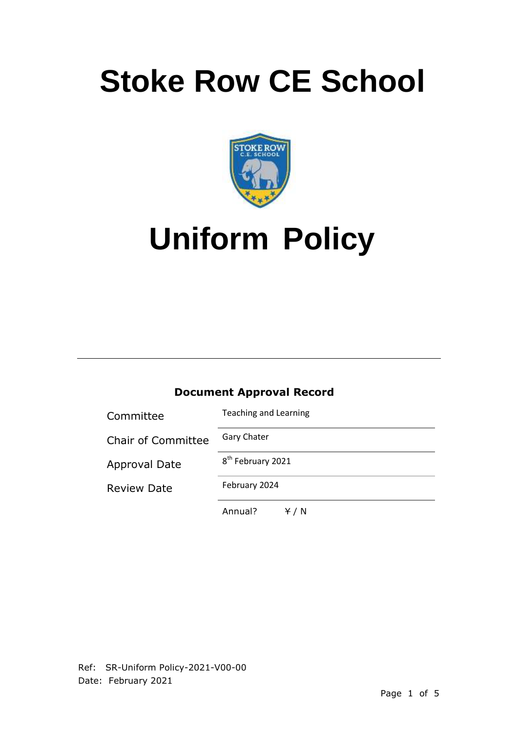# Stoke Row CE School

# Uniform Policy

---

**Document Approval Record**

| | |
|---|---|
| Committee | Teaching and Learning |
| Chair of Committee | Gary Chater |
| Approval Date | 8th February 2021 |
| Review Date | February 2024 |
| | Annual? ¥ / N |

Ref: SR-Uniform Policy-2021-V00-00
Date: February 2021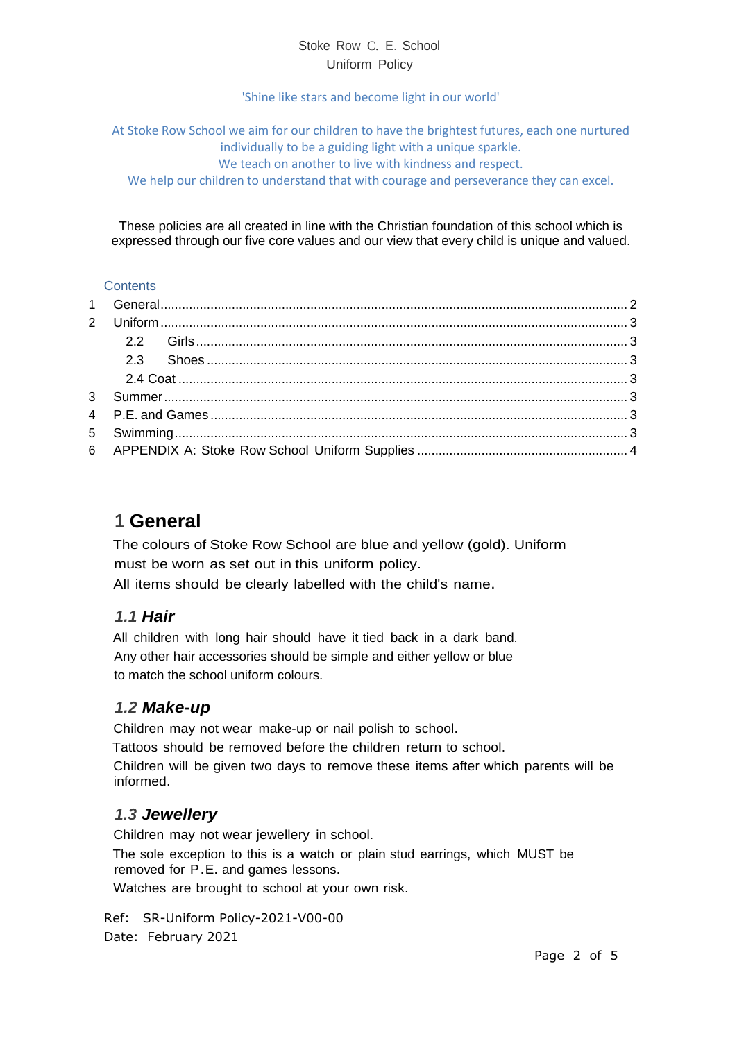Stoke Row C. E. School
Uniform Policy

'Shine like stars and become light in our world'

At Stoke Row School we aim for our children to have the brightest futures, each one nurtured individually to be a guiding light with a unique sparkle.
We teach on another to live with kindness and respect.
We help our children to understand that with courage and perseverance they can excel.

These policies are all created in line with the Christian foundation of this school which is expressed through our five core values and our view that every child is unique and valued.

Contents

1 General ........ 2
2 Uniform ........ 3
  2.2 Girls ........ 3
  2.3 Shoes ........ 3
  2.4 Coat ........ 3
3 Summer ........ 3
4 P.E. and Games ........ 3
5 Swimming ........ 3
6 APPENDIX A: Stoke Row School Uniform Supplies ........ 4

# 1 General

The colours of Stoke Row School are blue and yellow (gold). Uniform must be worn as set out in this uniform policy.
All items should be clearly labelled with the child's name.

## *1.1 Hair*

All children with long hair should have it tied back in a dark band.
Any other hair accessories should be simple and either yellow or blue to match the school uniform colours.

## *1.2 Make-up*

Children may not wear make-up or nail polish to school.
Tattoos should be removed before the children return to school.
Children will be given two days to remove these items after which parents will be informed.

## *1.3 Jewellery*

Children may not wear jewellery in school.
The sole exception to this is a watch or plain stud earrings, which MUST be removed for P.E. and games lessons.
Watches are brought to school at your own risk.

Ref: SR-Uniform Policy-2021-V00-00
Date: February 2021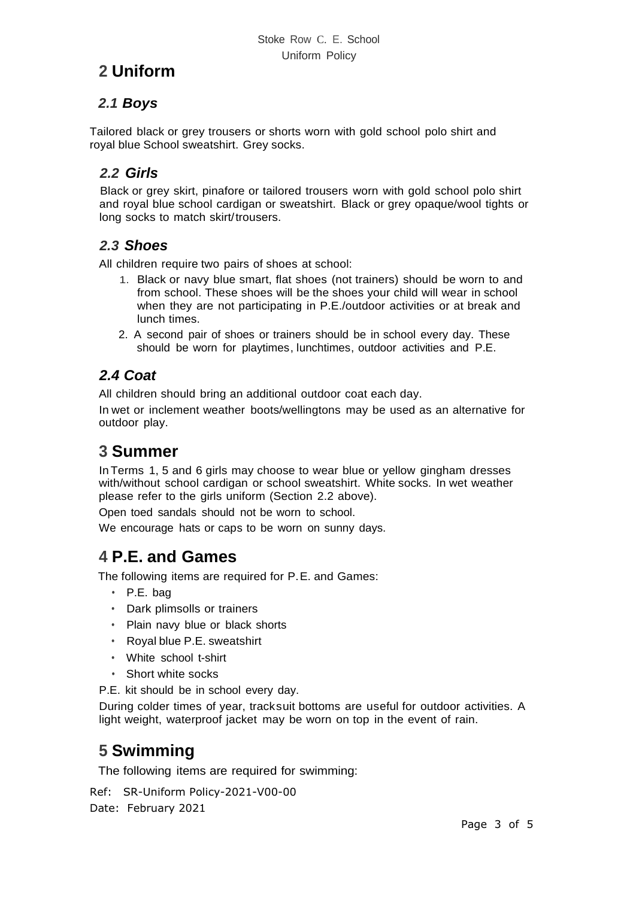# 2 Uniform

## 2.1 Boys

Tailored black or grey trousers or shorts worn with gold school polo shirt and royal blue School sweatshirt. Grey socks.

## 2.2 Girls

Black or grey skirt, pinafore or tailored trousers worn with gold school polo shirt and royal blue school cardigan or sweatshirt. Black or grey opaque/wool tights or long socks to match skirt/trousers.

## 2.3 Shoes

All children require two pairs of shoes at school:

1. Black or navy blue smart, flat shoes (not trainers) should be worn to and from school. These shoes will be the shoes your child will wear in school when they are not participating in P.E./outdoor activities or at break and lunch times.
2. A second pair of shoes or trainers should be in school every day. These should be worn for playtimes, lunchtimes, outdoor activities and P.E.

## 2.4 Coat

All children should bring an additional outdoor coat each day.

In wet or inclement weather boots/wellingtons may be used as an alternative for outdoor play.

# 3 Summer

In Terms 1, 5 and 6 girls may choose to wear blue or yellow gingham dresses with/without school cardigan or school sweatshirt. White socks. In wet weather please refer to the girls uniform (Section 2.2 above).

Open toed sandals should not be worn to school.

We encourage hats or caps to be worn on sunny days.

# 4 P.E. and Games

The following items are required for P.E. and Games:

- P.E. bag
- Dark plimsolls or trainers
- Plain navy blue or black shorts
- Royal blue P.E. sweatshirt
- White school t-shirt
- Short white socks

P.E. kit should be in school every day.

During colder times of year, tracksuit bottoms are useful for outdoor activities. A light weight, waterproof jacket may be worn on top in the event of rain.

# 5 Swimming

The following items are required for swimming: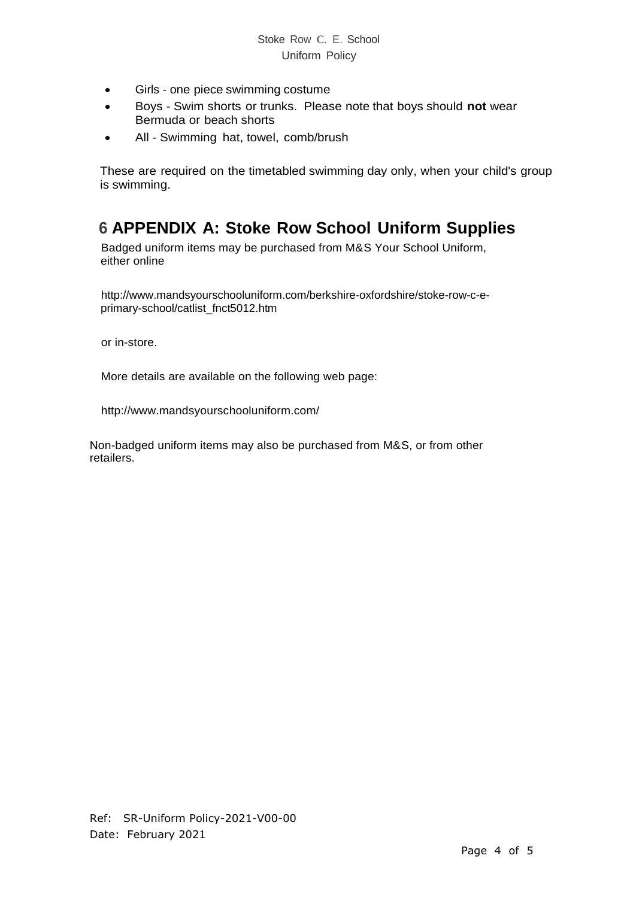- Girls - one piece swimming costume
- Boys - Swim shorts or trunks. Please note that boys should **not** wear Bermuda or beach shorts
- All - Swimming hat, towel, comb/brush

These are required on the timetabled swimming day only, when your child's group is swimming.

# 6 APPENDIX A: Stoke Row School Uniform Supplies

Badged uniform items may be purchased from M&S Your School Uniform, either online

http://www.mandsyourschooluniform.com/berkshire-oxfordshire/stoke-row-c-e-primary-school/catlist_fnct5012.htm

or in-store.

More details are available on the following web page:

http://www.mandsyourschooluniform.com/

Non-badged uniform items may also be purchased from M&S, or from other retailers.

Ref: SR-Uniform Policy-2021-V00-00
Date: February 2021